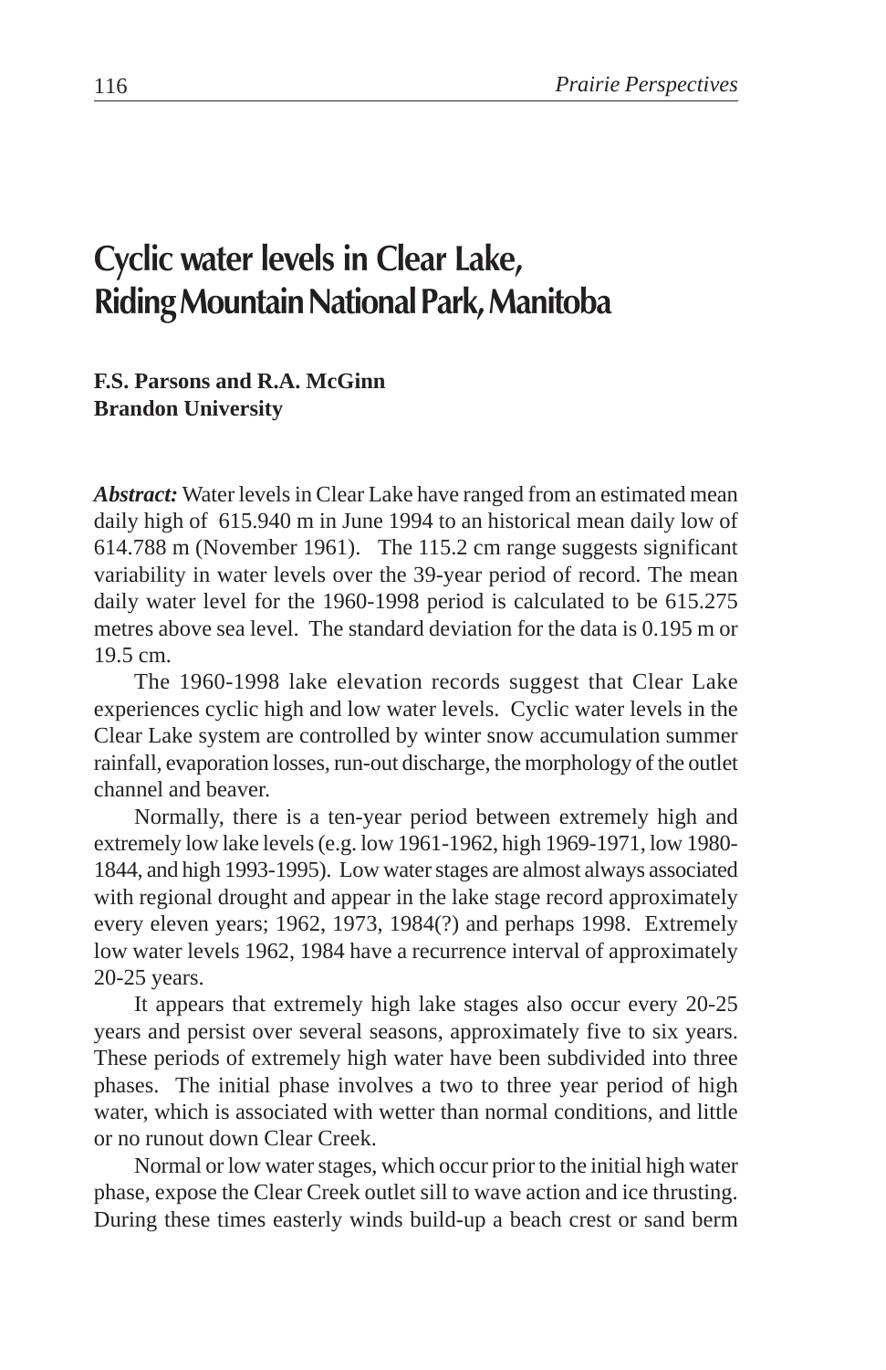# Cyclic water levels in Clear Lake, Riding Mountain National Park, Manitoba

**F.S. Parsons and R.A. McGinn**
**Brandon University**

***Abstract:*** Water levels in Clear Lake have ranged from an estimated mean daily high of 615.940 m in June 1994 to an historical mean daily low of 614.788 m (November 1961). The 115.2 cm range suggests significant variability in water levels over the 39-year period of record. The mean daily water level for the 1960-1998 period is calculated to be 615.275 metres above sea level. The standard deviation for the data is 0.195 m or 19.5 cm.

The 1960-1998 lake elevation records suggest that Clear Lake experiences cyclic high and low water levels. Cyclic water levels in the Clear Lake system are controlled by winter snow accumulation summer rainfall, evaporation losses, run-out discharge, the morphology of the outlet channel and beaver.

Normally, there is a ten-year period between extremely high and extremely low lake levels (e.g. low 1961-1962, high 1969-1971, low 1980-1844, and high 1993-1995). Low water stages are almost always associated with regional drought and appear in the lake stage record approximately every eleven years; 1962, 1973, 1984(?) and perhaps 1998. Extremely low water levels 1962, 1984 have a recurrence interval of approximately 20-25 years.

It appears that extremely high lake stages also occur every 20-25 years and persist over several seasons, approximately five to six years. These periods of extremely high water have been subdivided into three phases. The initial phase involves a two to three year period of high water, which is associated with wetter than normal conditions, and little or no runout down Clear Creek.

Normal or low water stages, which occur prior to the initial high water phase, expose the Clear Creek outlet sill to wave action and ice thrusting. During these times easterly winds build-up a beach crest or sand berm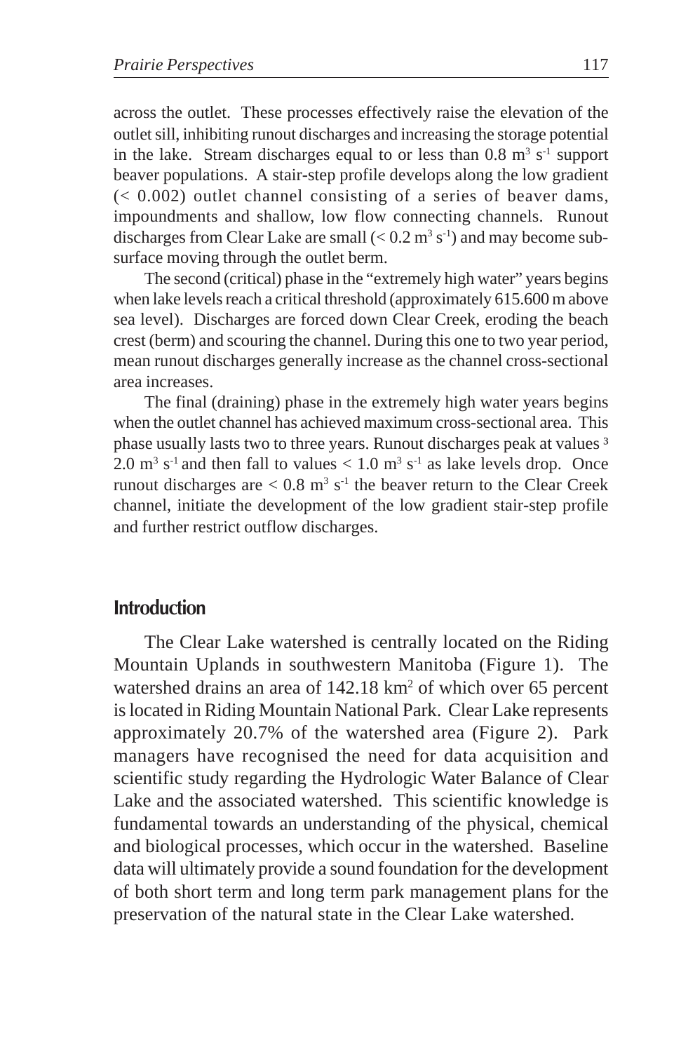across the outlet. These processes effectively raise the elevation of the outlet sill, inhibiting runout discharges and increasing the storage potential in the lake. Stream discharges equal to or less than 0.8 $m^3 s^{-1}$ support beaver populations. A stair-step profile develops along the low gradient (< 0.002) outlet channel consisting of a series of beaver dams, impoundments and shallow, low flow connecting channels. Runout discharges from Clear Lake are small (< 0.2 $m^3 s^{-1}$) and may become subsurface moving through the outlet berm.

The second (critical) phase in the "extremely high water" years begins when lake levels reach a critical threshold (approximately 615.600 m above sea level). Discharges are forced down Clear Creek, eroding the beach crest (berm) and scouring the channel. During this one to two year period, mean runout discharges generally increase as the channel cross-sectional area increases.

The final (draining) phase in the extremely high water years begins when the outlet channel has achieved maximum cross-sectional area. This phase usually lasts two to three years. Runout discharges peak at values ³ 2.0 $m^3 s^{-1}$ and then fall to values < 1.0 $m^3 s^{-1}$ as lake levels drop. Once runout discharges are < 0.8 $m^3 s^{-1}$ the beaver return to the Clear Creek channel, initiate the development of the low gradient stair-step profile and further restrict outflow discharges.

## Introduction

The Clear Lake watershed is centrally located on the Riding Mountain Uplands in southwestern Manitoba (Figure 1). The watershed drains an area of 142.18 $km^2$ of which over 65 percent is located in Riding Mountain National Park. Clear Lake represents approximately 20.7% of the watershed area (Figure 2). Park managers have recognised the need for data acquisition and scientific study regarding the Hydrologic Water Balance of Clear Lake and the associated watershed. This scientific knowledge is fundamental towards an understanding of the physical, chemical and biological processes, which occur in the watershed. Baseline data will ultimately provide a sound foundation for the development of both short term and long term park management plans for the preservation of the natural state in the Clear Lake watershed.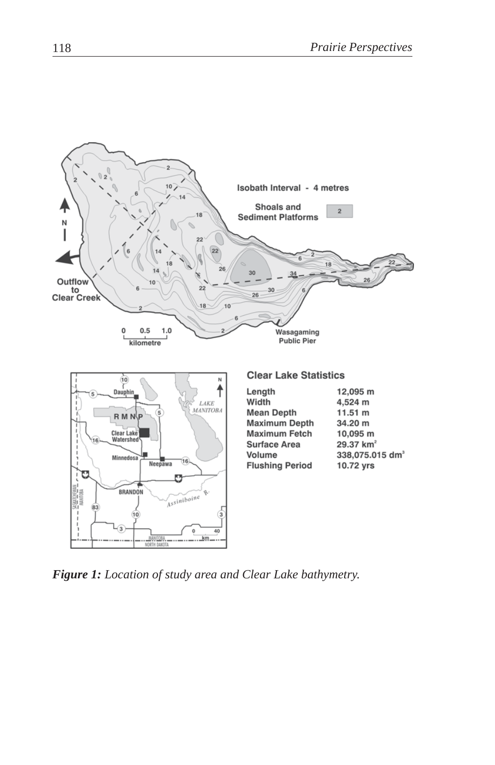**Clear Lake Statistics**

| | |
|---|---|
| Length | 12,095 m |
| Width | 4,524 m |
| Mean Depth | 11.51 m |
| Maximum Depth | 34.20 m |
| Maximum Fetch | 10,095 m |
| Surface Area | 29.37 $km^2$ |
| Volume | 338,075.015 $dm^3$ |
| Flushing Period | 10.72 yrs |

***Figure 1:*** *Location of study area and Clear Lake bathymetry.*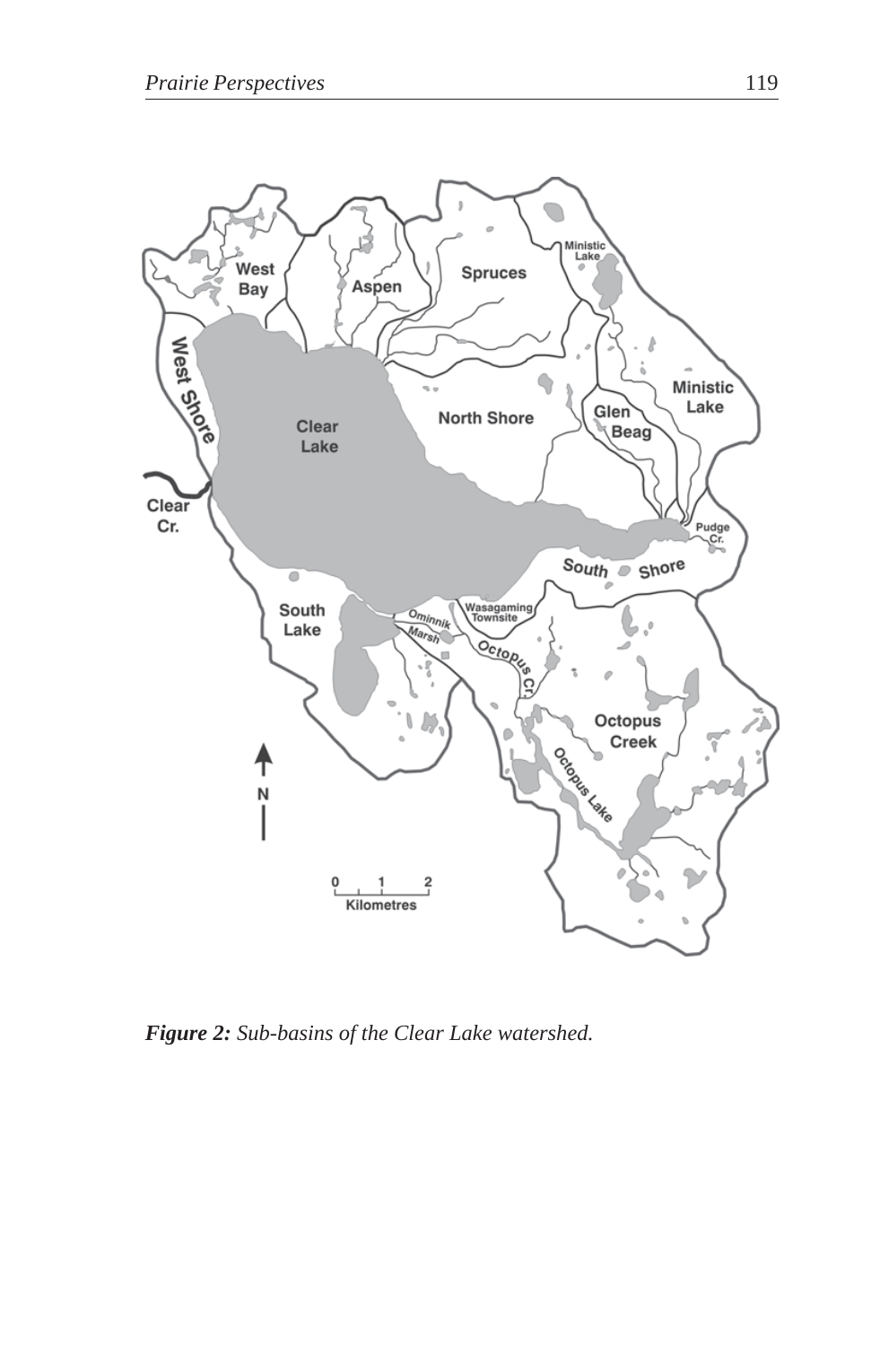*Figure 2: Sub-basins of the Clear Lake watershed.*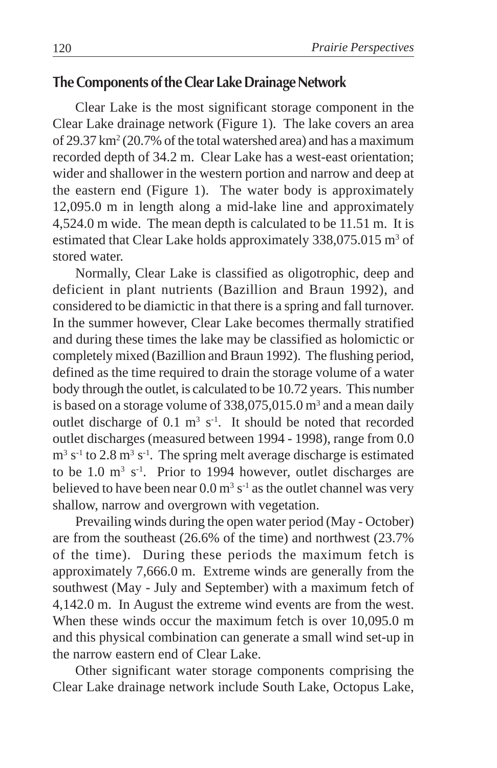## The Components of the Clear Lake Drainage Network

Clear Lake is the most significant storage component in the Clear Lake drainage network (Figure 1). The lake covers an area of 29.37 $km^2$ (20.7% of the total watershed area) and has a maximum recorded depth of 34.2 m. Clear Lake has a west-east orientation; wider and shallower in the western portion and narrow and deep at the eastern end (Figure 1). The water body is approximately 12,095.0 m in length along a mid-lake line and approximately 4,524.0 m wide. The mean depth is calculated to be 11.51 m. It is estimated that Clear Lake holds approximately 338,075.015 $m^3$ of stored water.

Normally, Clear Lake is classified as oligotrophic, deep and deficient in plant nutrients (Bazillion and Braun 1992), and considered to be diamictic in that there is a spring and fall turnover. In the summer however, Clear Lake becomes thermally stratified and during these times the lake may be classified as holomictic or completely mixed (Bazillion and Braun 1992). The flushing period, defined as the time required to drain the storage volume of a water body through the outlet, is calculated to be 10.72 years. This number is based on a storage volume of 338,075,015.0 $m^3$ and a mean daily outlet discharge of 0.1 $m^3 s^{-1}$. It should be noted that recorded outlet discharges (measured between 1994 - 1998), range from 0.0 $m^3 s^{-1}$ to 2.8 $m^3 s^{-1}$. The spring melt average discharge is estimated to be 1.0 $m^3 s^{-1}$. Prior to 1994 however, outlet discharges are believed to have been near 0.0 $m^3 s^{-1}$ as the outlet channel was very shallow, narrow and overgrown with vegetation.

Prevailing winds during the open water period (May - October) are from the southeast (26.6% of the time) and northwest (23.7% of the time). During these periods the maximum fetch is approximately 7,666.0 m. Extreme winds are generally from the southwest (May - July and September) with a maximum fetch of 4,142.0 m. In August the extreme wind events are from the west. When these winds occur the maximum fetch is over 10,095.0 m and this physical combination can generate a small wind set-up in the narrow eastern end of Clear Lake.

Other significant water storage components comprising the Clear Lake drainage network include South Lake, Octopus Lake,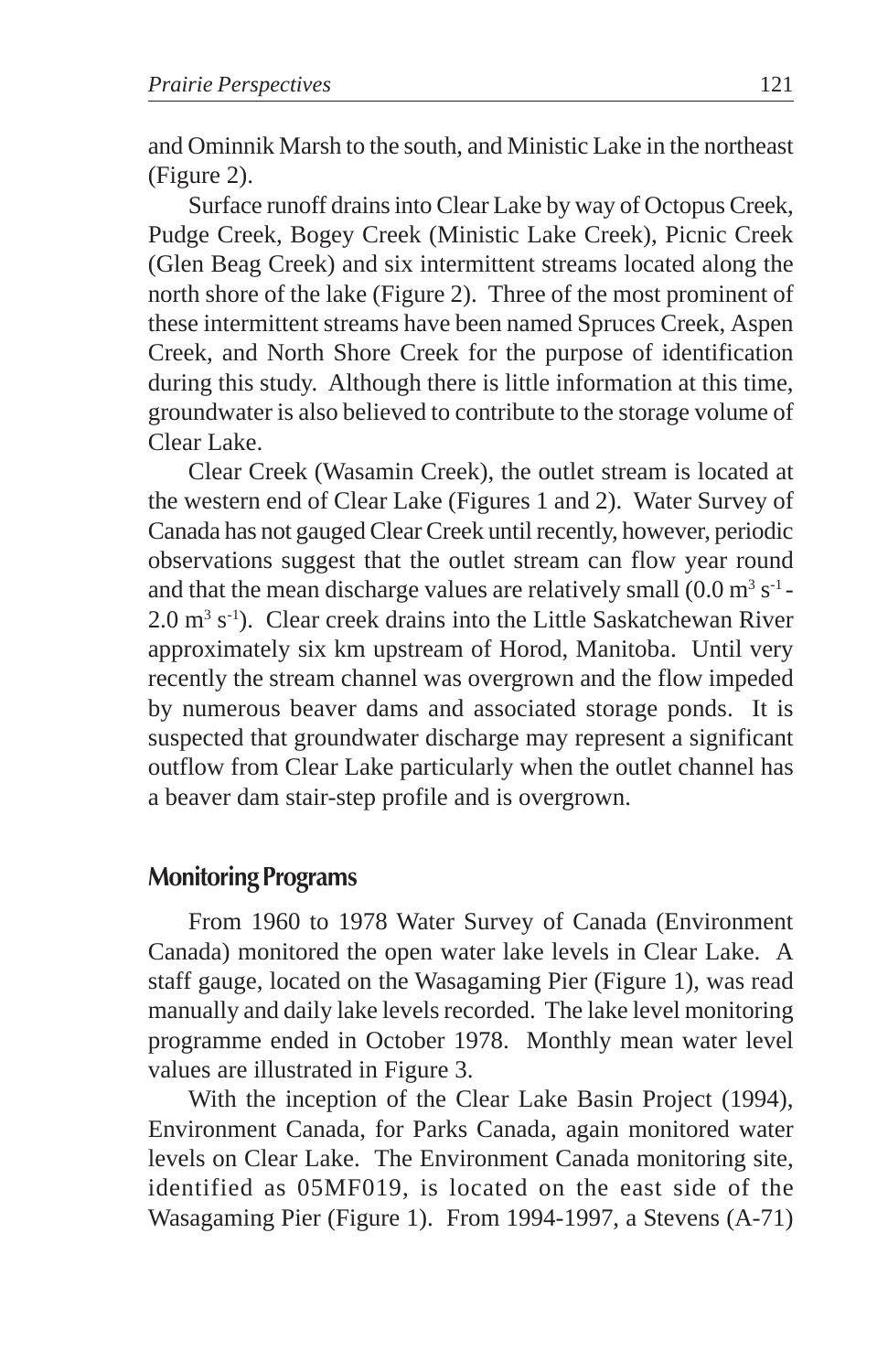and Ominnik Marsh to the south, and Ministic Lake in the northeast (Figure 2).

Surface runoff drains into Clear Lake by way of Octopus Creek, Pudge Creek, Bogey Creek (Ministic Lake Creek), Picnic Creek (Glen Beag Creek) and six intermittent streams located along the north shore of the lake (Figure 2). Three of the most prominent of these intermittent streams have been named Spruces Creek, Aspen Creek, and North Shore Creek for the purpose of identification during this study. Although there is little information at this time, groundwater is also believed to contribute to the storage volume of Clear Lake.

Clear Creek (Wasamin Creek), the outlet stream is located at the western end of Clear Lake (Figures 1 and 2). Water Survey of Canada has not gauged Clear Creek until recently, however, periodic observations suggest that the outlet stream can flow year round and that the mean discharge values are relatively small ($0.0\ m^3\ s^{-1}$ - $2.0\ m^3\ s^{-1}$). Clear creek drains into the Little Saskatchewan River approximately six km upstream of Horod, Manitoba. Until very recently the stream channel was overgrown and the flow impeded by numerous beaver dams and associated storage ponds. It is suspected that groundwater discharge may represent a significant outflow from Clear Lake particularly when the outlet channel has a beaver dam stair-step profile and is overgrown.

## Monitoring Programs

From 1960 to 1978 Water Survey of Canada (Environment Canada) monitored the open water lake levels in Clear Lake. A staff gauge, located on the Wasagaming Pier (Figure 1), was read manually and daily lake levels recorded. The lake level monitoring programme ended in October 1978. Monthly mean water level values are illustrated in Figure 3.

With the inception of the Clear Lake Basin Project (1994), Environment Canada, for Parks Canada, again monitored water levels on Clear Lake. The Environment Canada monitoring site, identified as 05MF019, is located on the east side of the Wasagaming Pier (Figure 1). From 1994-1997, a Stevens (A-71)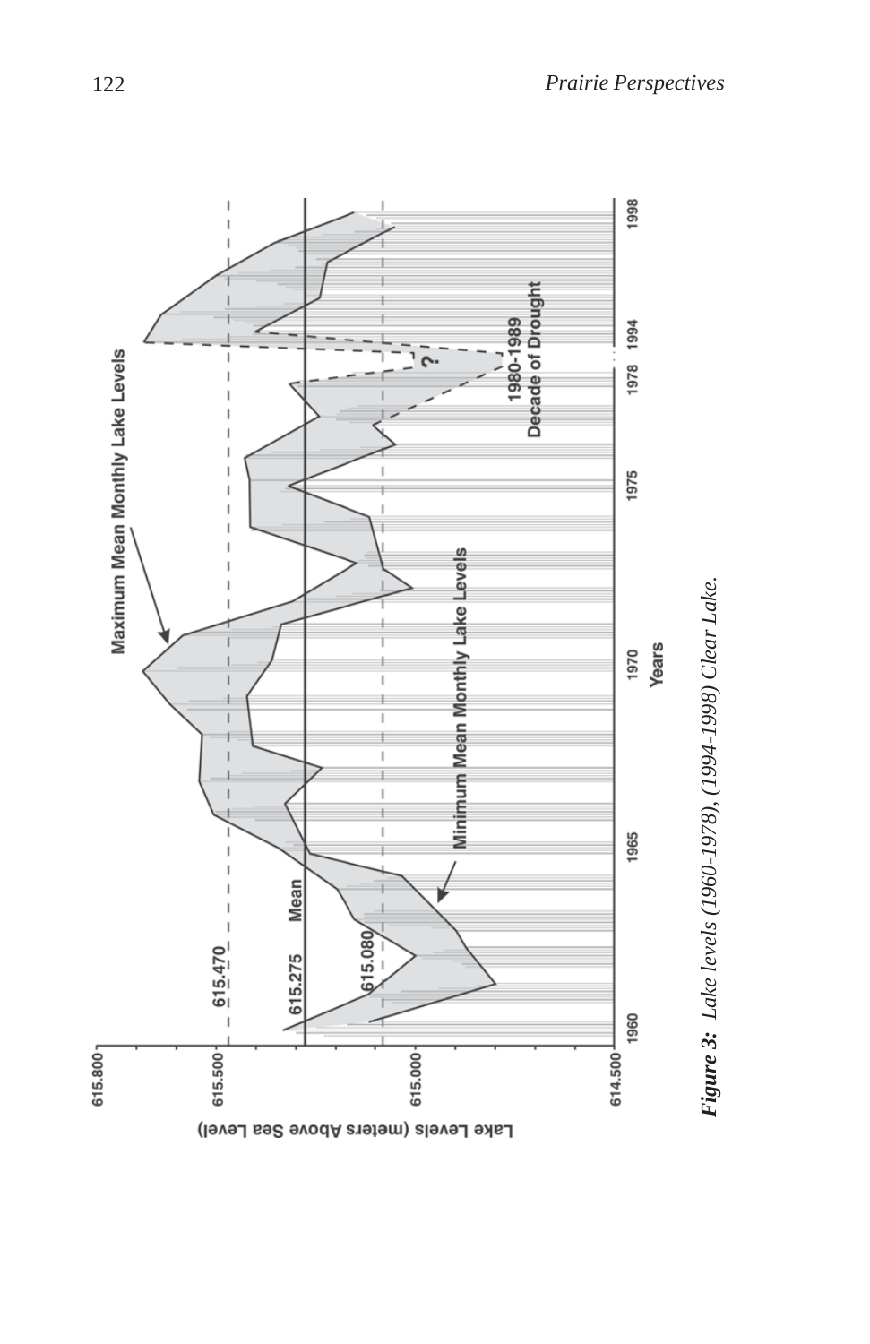*Figure 3: Lake levels (1960-1978), (1994-1998) Clear Lake.*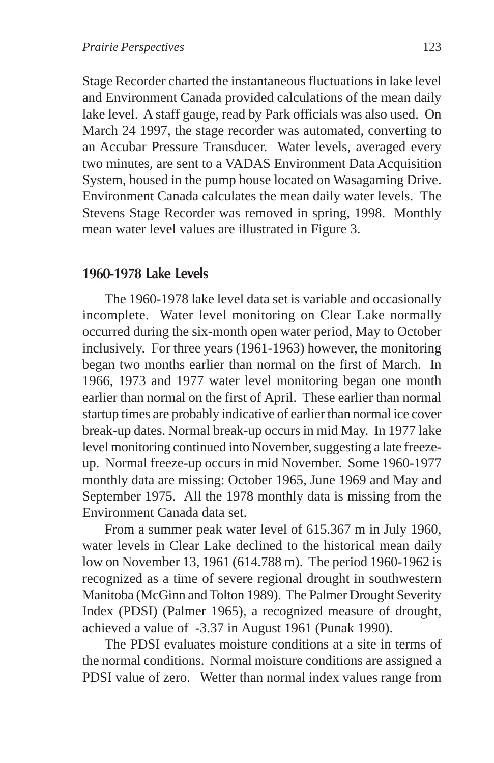Stage Recorder charted the instantaneous fluctuations in lake level and Environment Canada provided calculations of the mean daily lake level. A staff gauge, read by Park officials was also used. On March 24 1997, the stage recorder was automated, converting to an Accubar Pressure Transducer. Water levels, averaged every two minutes, are sent to a VADAS Environment Data Acquisition System, housed in the pump house located on Wasagaming Drive. Environment Canada calculates the mean daily water levels. The Stevens Stage Recorder was removed in spring, 1998. Monthly mean water level values are illustrated in Figure 3.

## 1960-1978 Lake Levels

The 1960-1978 lake level data set is variable and occasionally incomplete. Water level monitoring on Clear Lake normally occurred during the six-month open water period, May to October inclusively. For three years (1961-1963) however, the monitoring began two months earlier than normal on the first of March. In 1966, 1973 and 1977 water level monitoring began one month earlier than normal on the first of April. These earlier than normal startup times are probably indicative of earlier than normal ice cover break-up dates. Normal break-up occurs in mid May. In 1977 lake level monitoring continued into November, suggesting a late freeze-up. Normal freeze-up occurs in mid November. Some 1960-1977 monthly data are missing: October 1965, June 1969 and May and September 1975. All the 1978 monthly data is missing from the Environment Canada data set.

From a summer peak water level of 615.367 m in July 1960, water levels in Clear Lake declined to the historical mean daily low on November 13, 1961 (614.788 m). The period 1960-1962 is recognized as a time of severe regional drought in southwestern Manitoba (McGinn and Tolton 1989). The Palmer Drought Severity Index (PDSI) (Palmer 1965), a recognized measure of drought, achieved a value of -3.37 in August 1961 (Punak 1990).

The PDSI evaluates moisture conditions at a site in terms of the normal conditions. Normal moisture conditions are assigned a PDSI value of zero. Wetter than normal index values range from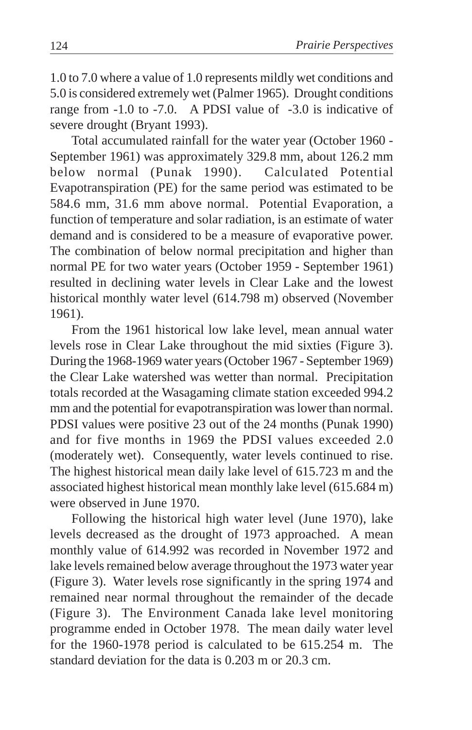1.0 to 7.0 where a value of 1.0 represents mildly wet conditions and 5.0 is considered extremely wet (Palmer 1965). Drought conditions range from -1.0 to -7.0. A PDSI value of -3.0 is indicative of severe drought (Bryant 1993).

Total accumulated rainfall for the water year (October 1960 - September 1961) was approximately 329.8 mm, about 126.2 mm below normal (Punak 1990). Calculated Potential Evapotranspiration (PE) for the same period was estimated to be 584.6 mm, 31.6 mm above normal. Potential Evaporation, a function of temperature and solar radiation, is an estimate of water demand and is considered to be a measure of evaporative power. The combination of below normal precipitation and higher than normal PE for two water years (October 1959 - September 1961) resulted in declining water levels in Clear Lake and the lowest historical monthly water level (614.798 m) observed (November 1961).

From the 1961 historical low lake level, mean annual water levels rose in Clear Lake throughout the mid sixties (Figure 3). During the 1968-1969 water years (October 1967 - September 1969) the Clear Lake watershed was wetter than normal. Precipitation totals recorded at the Wasagaming climate station exceeded 994.2 mm and the potential for evapotranspiration was lower than normal. PDSI values were positive 23 out of the 24 months (Punak 1990) and for five months in 1969 the PDSI values exceeded 2.0 (moderately wet). Consequently, water levels continued to rise. The highest historical mean daily lake level of 615.723 m and the associated highest historical mean monthly lake level (615.684 m) were observed in June 1970.

Following the historical high water level (June 1970), lake levels decreased as the drought of 1973 approached. A mean monthly value of 614.992 was recorded in November 1972 and lake levels remained below average throughout the 1973 water year (Figure 3). Water levels rose significantly in the spring 1974 and remained near normal throughout the remainder of the decade (Figure 3). The Environment Canada lake level monitoring programme ended in October 1978. The mean daily water level for the 1960-1978 period is calculated to be 615.254 m. The standard deviation for the data is 0.203 m or 20.3 cm.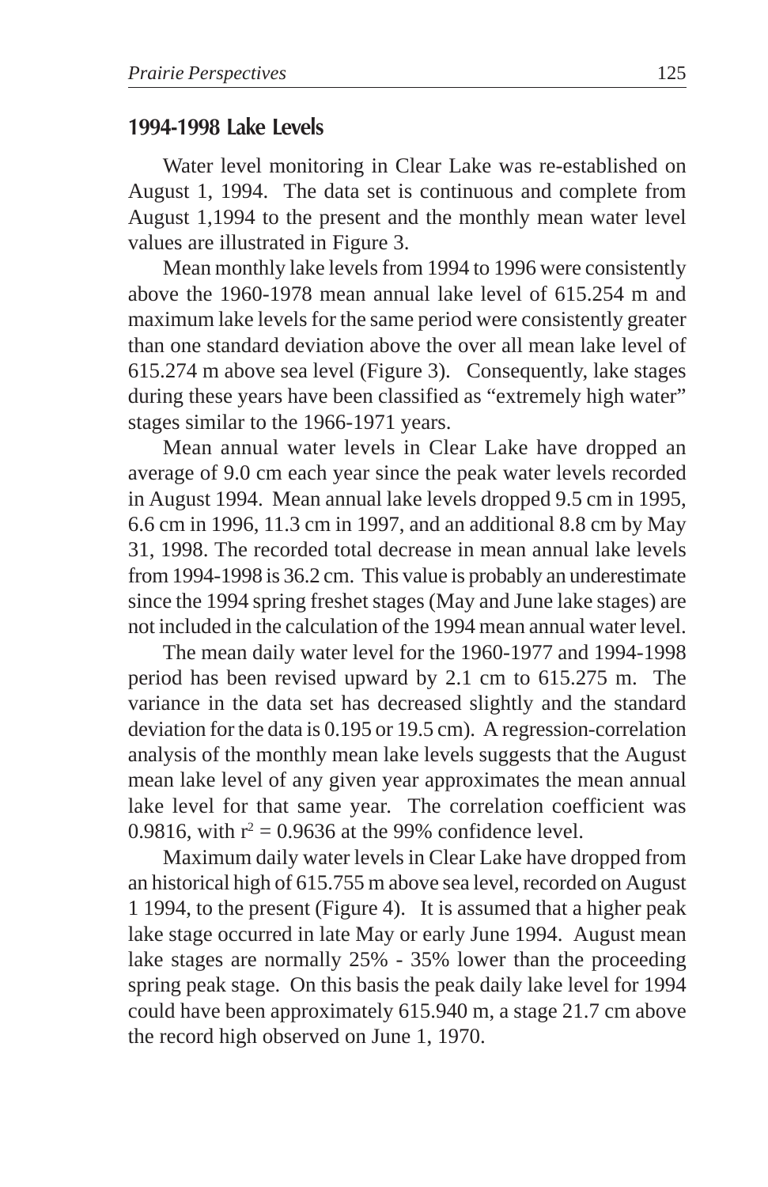## 1994-1998 Lake Levels

Water level monitoring in Clear Lake was re-established on August 1, 1994. The data set is continuous and complete from August 1,1994 to the present and the monthly mean water level values are illustrated in Figure 3.

Mean monthly lake levels from 1994 to 1996 were consistently above the 1960-1978 mean annual lake level of 615.254 m and maximum lake levels for the same period were consistently greater than one standard deviation above the over all mean lake level of 615.274 m above sea level (Figure 3). Consequently, lake stages during these years have been classified as "extremely high water" stages similar to the 1966-1971 years.

Mean annual water levels in Clear Lake have dropped an average of 9.0 cm each year since the peak water levels recorded in August 1994. Mean annual lake levels dropped 9.5 cm in 1995, 6.6 cm in 1996, 11.3 cm in 1997, and an additional 8.8 cm by May 31, 1998. The recorded total decrease in mean annual lake levels from 1994-1998 is 36.2 cm. This value is probably an underestimate since the 1994 spring freshet stages (May and June lake stages) are not included in the calculation of the 1994 mean annual water level.

The mean daily water level for the 1960-1977 and 1994-1998 period has been revised upward by 2.1 cm to 615.275 m. The variance in the data set has decreased slightly and the standard deviation for the data is 0.195 or 19.5 cm). A regression-correlation analysis of the monthly mean lake levels suggests that the August mean lake level of any given year approximates the mean annual lake level for that same year. The correlation coefficient was 0.9816, with $r^2 = 0.9636$ at the 99% confidence level.

Maximum daily water levels in Clear Lake have dropped from an historical high of 615.755 m above sea level, recorded on August 1 1994, to the present (Figure 4). It is assumed that a higher peak lake stage occurred in late May or early June 1994. August mean lake stages are normally 25% - 35% lower than the proceeding spring peak stage. On this basis the peak daily lake level for 1994 could have been approximately 615.940 m, a stage 21.7 cm above the record high observed on June 1, 1970.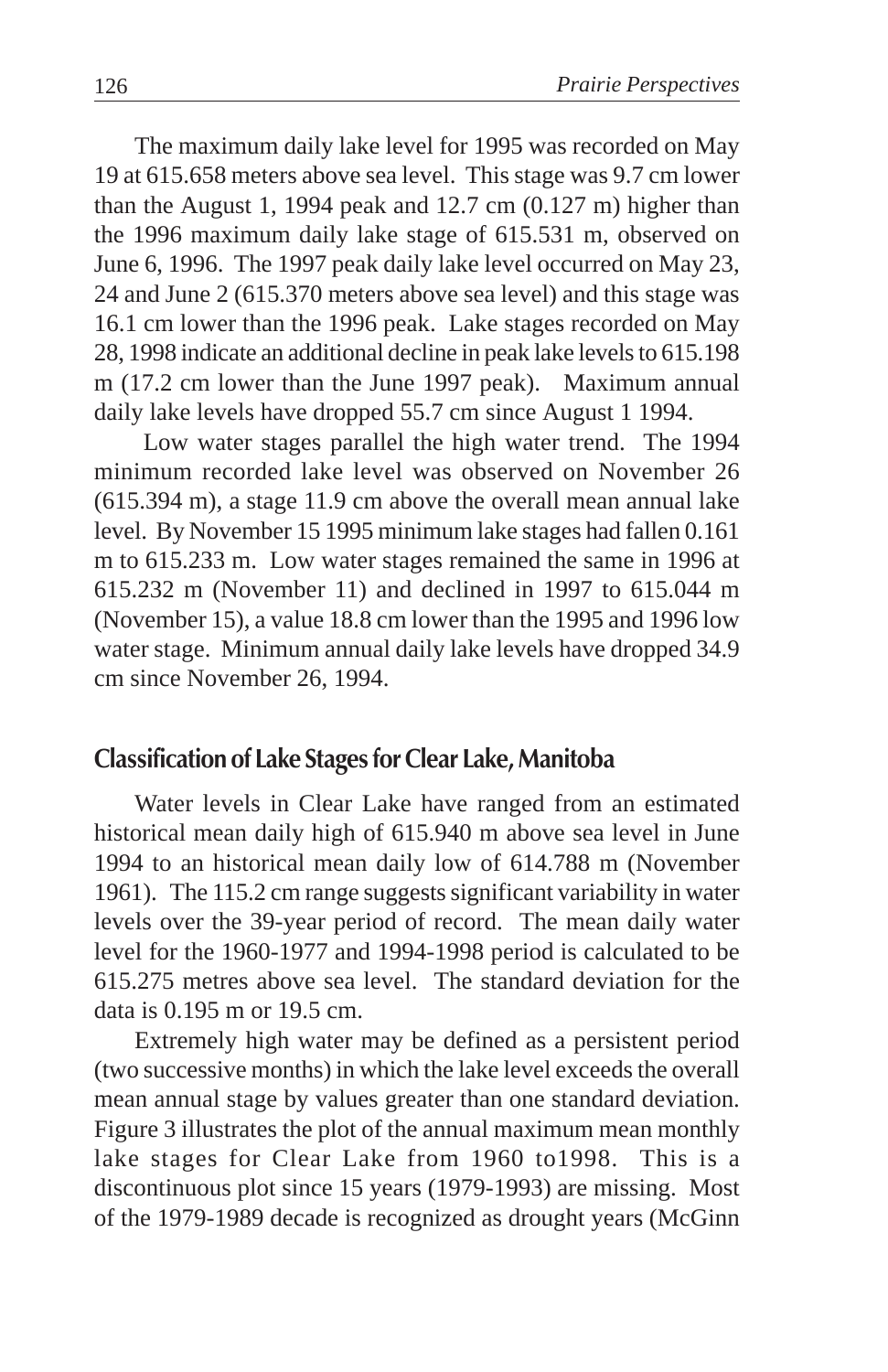The maximum daily lake level for 1995 was recorded on May 19 at 615.658 meters above sea level. This stage was 9.7 cm lower than the August 1, 1994 peak and 12.7 cm (0.127 m) higher than the 1996 maximum daily lake stage of 615.531 m, observed on June 6, 1996. The 1997 peak daily lake level occurred on May 23, 24 and June 2 (615.370 meters above sea level) and this stage was 16.1 cm lower than the 1996 peak. Lake stages recorded on May 28, 1998 indicate an additional decline in peak lake levels to 615.198 m (17.2 cm lower than the June 1997 peak). Maximum annual daily lake levels have dropped 55.7 cm since August 1 1994.

Low water stages parallel the high water trend. The 1994 minimum recorded lake level was observed on November 26 (615.394 m), a stage 11.9 cm above the overall mean annual lake level. By November 15 1995 minimum lake stages had fallen 0.161 m to 615.233 m. Low water stages remained the same in 1996 at 615.232 m (November 11) and declined in 1997 to 615.044 m (November 15), a value 18.8 cm lower than the 1995 and 1996 low water stage. Minimum annual daily lake levels have dropped 34.9 cm since November 26, 1994.

## Classification of Lake Stages for Clear Lake, Manitoba

Water levels in Clear Lake have ranged from an estimated historical mean daily high of 615.940 m above sea level in June 1994 to an historical mean daily low of 614.788 m (November 1961). The 115.2 cm range suggests significant variability in water levels over the 39-year period of record. The mean daily water level for the 1960-1977 and 1994-1998 period is calculated to be 615.275 metres above sea level. The standard deviation for the data is 0.195 m or 19.5 cm.

Extremely high water may be defined as a persistent period (two successive months) in which the lake level exceeds the overall mean annual stage by values greater than one standard deviation. Figure 3 illustrates the plot of the annual maximum mean monthly lake stages for Clear Lake from 1960 to1998. This is a discontinuous plot since 15 years (1979-1993) are missing. Most of the 1979-1989 decade is recognized as drought years (McGinn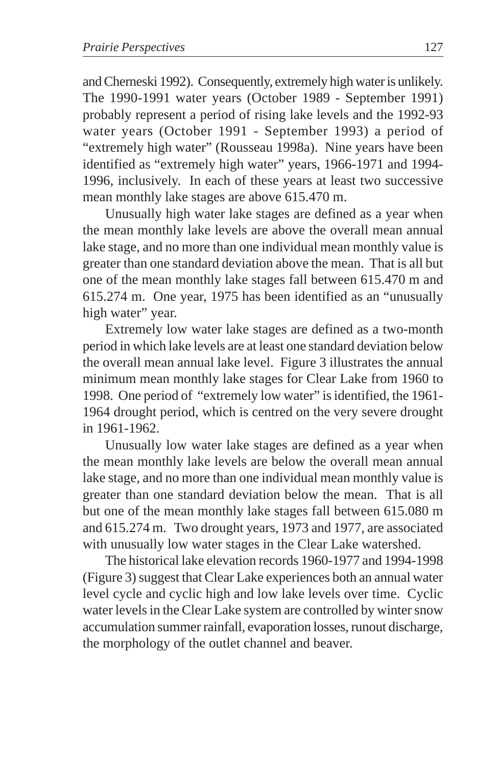and Cherneski 1992). Consequently, extremely high water is unlikely. The 1990-1991 water years (October 1989 - September 1991) probably represent a period of rising lake levels and the 1992-93 water years (October 1991 - September 1993) a period of "extremely high water" (Rousseau 1998a). Nine years have been identified as "extremely high water" years, 1966-1971 and 1994-1996, inclusively. In each of these years at least two successive mean monthly lake stages are above 615.470 m.

Unusually high water lake stages are defined as a year when the mean monthly lake levels are above the overall mean annual lake stage, and no more than one individual mean monthly value is greater than one standard deviation above the mean. That is all but one of the mean monthly lake stages fall between 615.470 m and 615.274 m. One year, 1975 has been identified as an "unusually high water" year.

Extremely low water lake stages are defined as a two-month period in which lake levels are at least one standard deviation below the overall mean annual lake level. Figure 3 illustrates the annual minimum mean monthly lake stages for Clear Lake from 1960 to 1998. One period of "extremely low water" is identified, the 1961-1964 drought period, which is centred on the very severe drought in 1961-1962.

Unusually low water lake stages are defined as a year when the mean monthly lake levels are below the overall mean annual lake stage, and no more than one individual mean monthly value is greater than one standard deviation below the mean. That is all but one of the mean monthly lake stages fall between 615.080 m and 615.274 m. Two drought years, 1973 and 1977, are associated with unusually low water stages in the Clear Lake watershed.

The historical lake elevation records 1960-1977 and 1994-1998 (Figure 3) suggest that Clear Lake experiences both an annual water level cycle and cyclic high and low lake levels over time. Cyclic water levels in the Clear Lake system are controlled by winter snow accumulation summer rainfall, evaporation losses, runout discharge, the morphology of the outlet channel and beaver.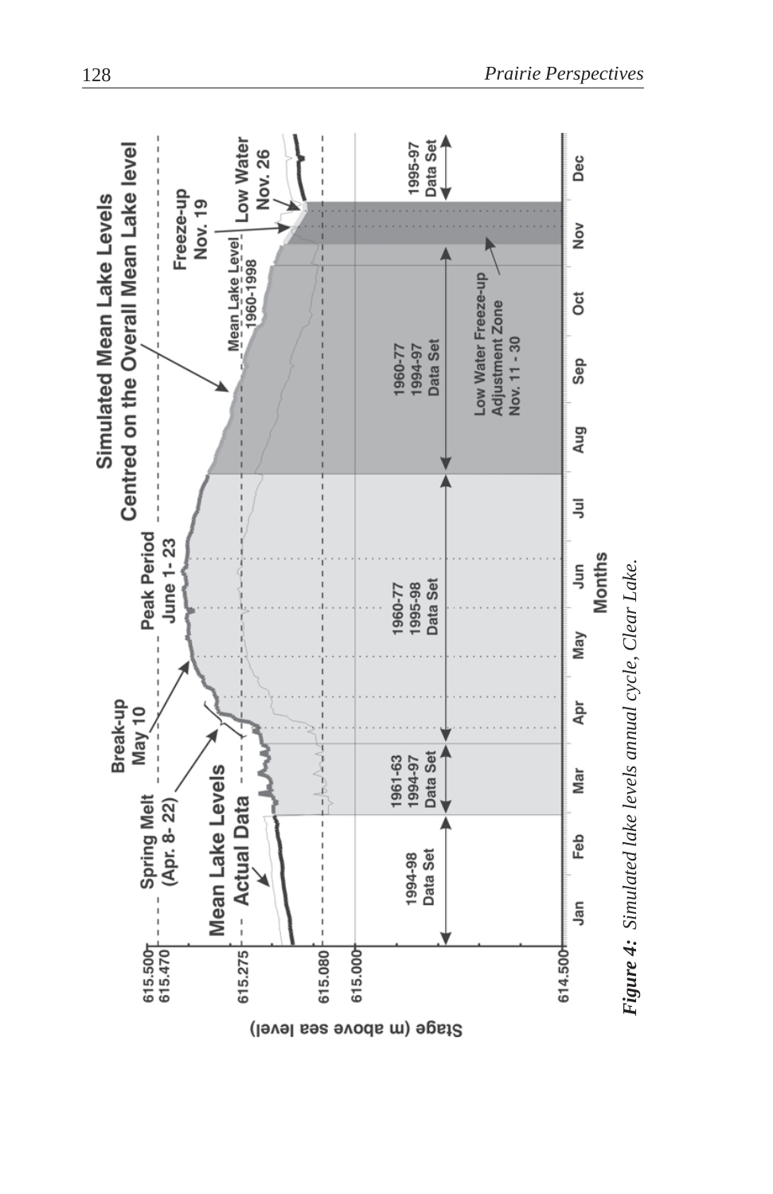*Figure 4: Simulated lake levels annual cycle, Clear Lake.*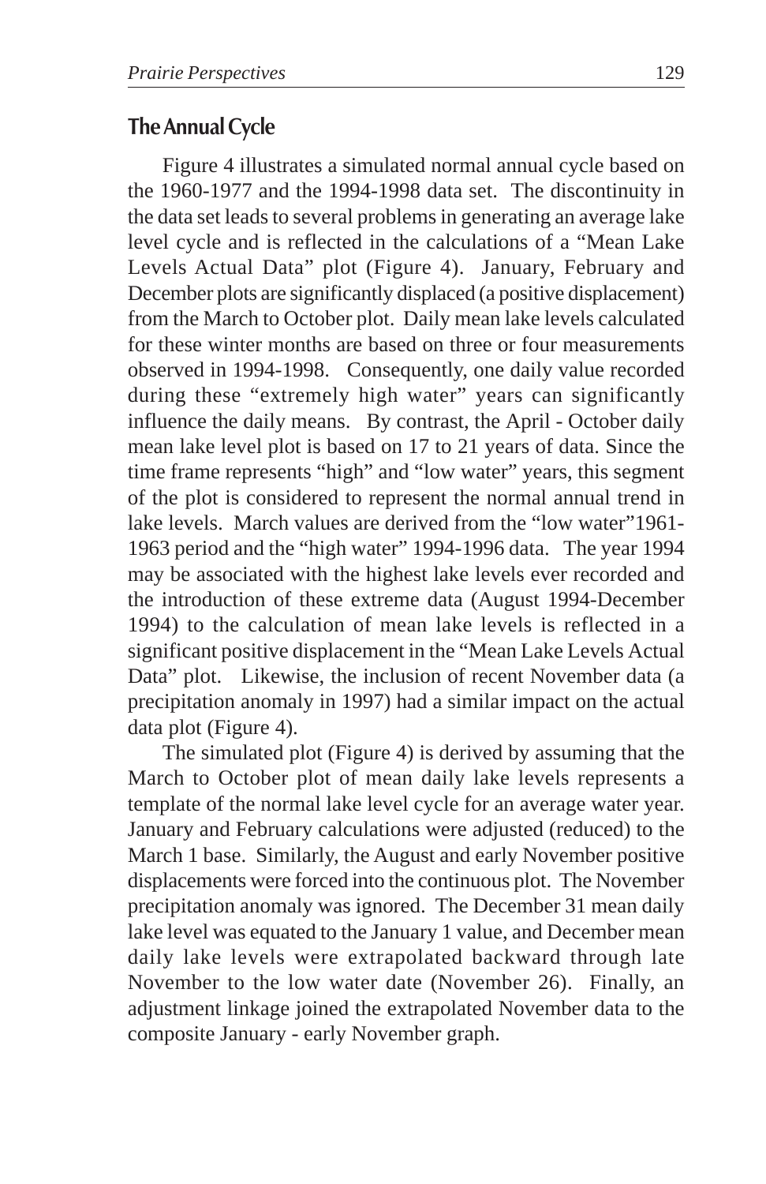## The Annual Cycle

Figure 4 illustrates a simulated normal annual cycle based on the 1960-1977 and the 1994-1998 data set. The discontinuity in the data set leads to several problems in generating an average lake level cycle and is reflected in the calculations of a "Mean Lake Levels Actual Data" plot (Figure 4). January, February and December plots are significantly displaced (a positive displacement) from the March to October plot. Daily mean lake levels calculated for these winter months are based on three or four measurements observed in 1994-1998. Consequently, one daily value recorded during these "extremely high water" years can significantly influence the daily means. By contrast, the April - October daily mean lake level plot is based on 17 to 21 years of data. Since the time frame represents "high" and "low water" years, this segment of the plot is considered to represent the normal annual trend in lake levels. March values are derived from the "low water"1961-1963 period and the "high water" 1994-1996 data. The year 1994 may be associated with the highest lake levels ever recorded and the introduction of these extreme data (August 1994-December 1994) to the calculation of mean lake levels is reflected in a significant positive displacement in the "Mean Lake Levels Actual Data" plot. Likewise, the inclusion of recent November data (a precipitation anomaly in 1997) had a similar impact on the actual data plot (Figure 4).

The simulated plot (Figure 4) is derived by assuming that the March to October plot of mean daily lake levels represents a template of the normal lake level cycle for an average water year. January and February calculations were adjusted (reduced) to the March 1 base. Similarly, the August and early November positive displacements were forced into the continuous plot. The November precipitation anomaly was ignored. The December 31 mean daily lake level was equated to the January 1 value, and December mean daily lake levels were extrapolated backward through late November to the low water date (November 26). Finally, an adjustment linkage joined the extrapolated November data to the composite January - early November graph.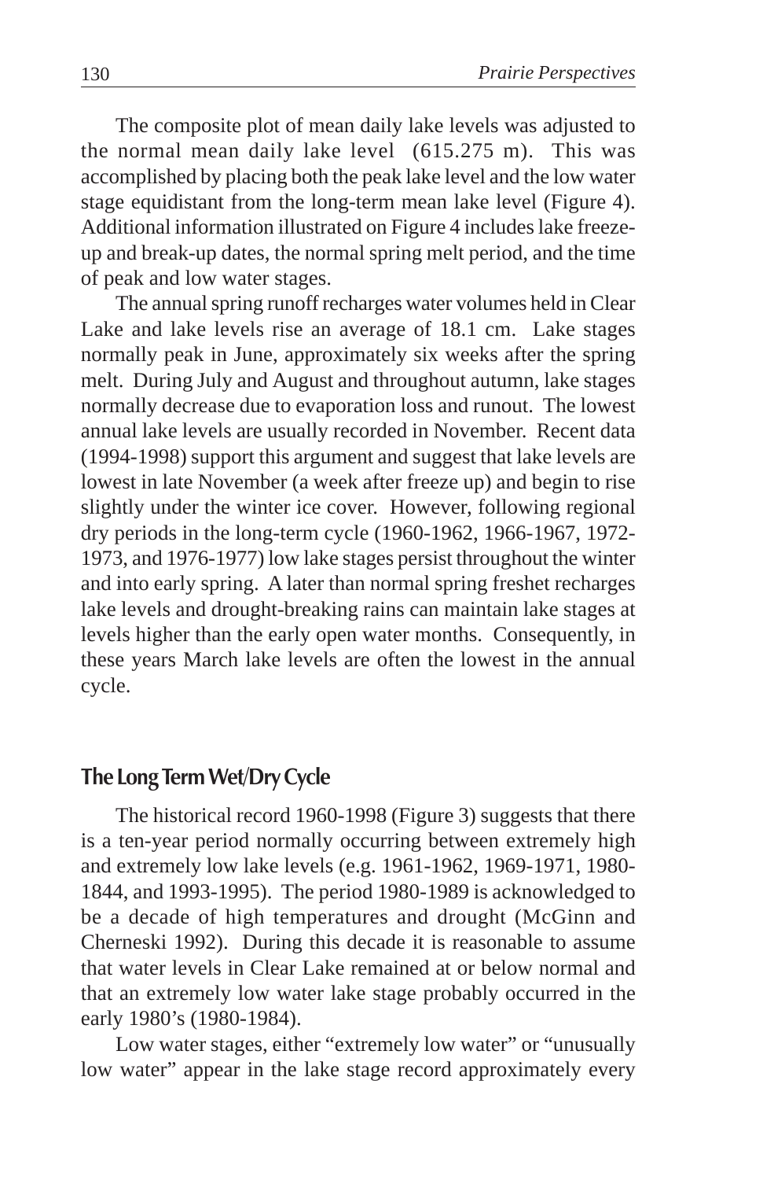The composite plot of mean daily lake levels was adjusted to the normal mean daily lake level (615.275 m). This was accomplished by placing both the peak lake level and the low water stage equidistant from the long-term mean lake level (Figure 4). Additional information illustrated on Figure 4 includes lake freeze-up and break-up dates, the normal spring melt period, and the time of peak and low water stages.

The annual spring runoff recharges water volumes held in Clear Lake and lake levels rise an average of 18.1 cm. Lake stages normally peak in June, approximately six weeks after the spring melt. During July and August and throughout autumn, lake stages normally decrease due to evaporation loss and runout. The lowest annual lake levels are usually recorded in November. Recent data (1994-1998) support this argument and suggest that lake levels are lowest in late November (a week after freeze up) and begin to rise slightly under the winter ice cover. However, following regional dry periods in the long-term cycle (1960-1962, 1966-1967, 1972-1973, and 1976-1977) low lake stages persist throughout the winter and into early spring. A later than normal spring freshet recharges lake levels and drought-breaking rains can maintain lake stages at levels higher than the early open water months. Consequently, in these years March lake levels are often the lowest in the annual cycle.

## The Long Term Wet/Dry Cycle

The historical record 1960-1998 (Figure 3) suggests that there is a ten-year period normally occurring between extremely high and extremely low lake levels (e.g. 1961-1962, 1969-1971, 1980-1844, and 1993-1995). The period 1980-1989 is acknowledged to be a decade of high temperatures and drought (McGinn and Cherneski 1992). During this decade it is reasonable to assume that water levels in Clear Lake remained at or below normal and that an extremely low water lake stage probably occurred in the early 1980's (1980-1984).

Low water stages, either "extremely low water" or "unusually low water" appear in the lake stage record approximately every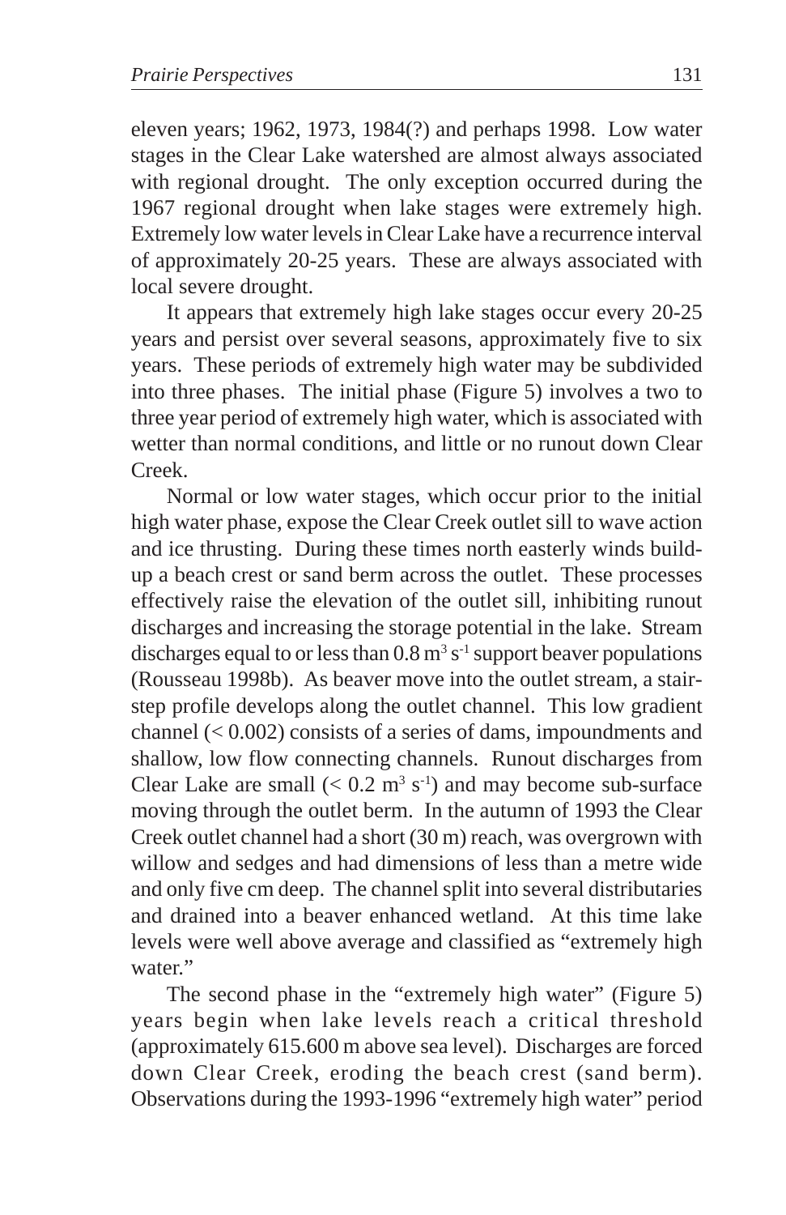eleven years; 1962, 1973, 1984(?) and perhaps 1998. Low water stages in the Clear Lake watershed are almost always associated with regional drought. The only exception occurred during the 1967 regional drought when lake stages were extremely high. Extremely low water levels in Clear Lake have a recurrence interval of approximately 20-25 years. These are always associated with local severe drought.

It appears that extremely high lake stages occur every 20-25 years and persist over several seasons, approximately five to six years. These periods of extremely high water may be subdivided into three phases. The initial phase (Figure 5) involves a two to three year period of extremely high water, which is associated with wetter than normal conditions, and little or no runout down Clear Creek.

Normal or low water stages, which occur prior to the initial high water phase, expose the Clear Creek outlet sill to wave action and ice thrusting. During these times north easterly winds build-up a beach crest or sand berm across the outlet. These processes effectively raise the elevation of the outlet sill, inhibiting runout discharges and increasing the storage potential in the lake. Stream discharges equal to or less than $0.8 \text{ m}^3 \text{ s}^{-1}$ support beaver populations (Rousseau 1998b). As beaver move into the outlet stream, a stair-step profile develops along the outlet channel. This low gradient channel ($< 0.002$) consists of a series of dams, impoundments and shallow, low flow connecting channels. Runout discharges from Clear Lake are small ($< 0.2 \text{ m}^3 \text{ s}^{-1}$) and may become sub-surface moving through the outlet berm. In the autumn of 1993 the Clear Creek outlet channel had a short (30 m) reach, was overgrown with willow and sedges and had dimensions of less than a metre wide and only five cm deep. The channel split into several distributaries and drained into a beaver enhanced wetland. At this time lake levels were well above average and classified as "extremely high water."

The second phase in the "extremely high water" (Figure 5) years begin when lake levels reach a critical threshold (approximately 615.600 m above sea level). Discharges are forced down Clear Creek, eroding the beach crest (sand berm). Observations during the 1993-1996 "extremely high water" period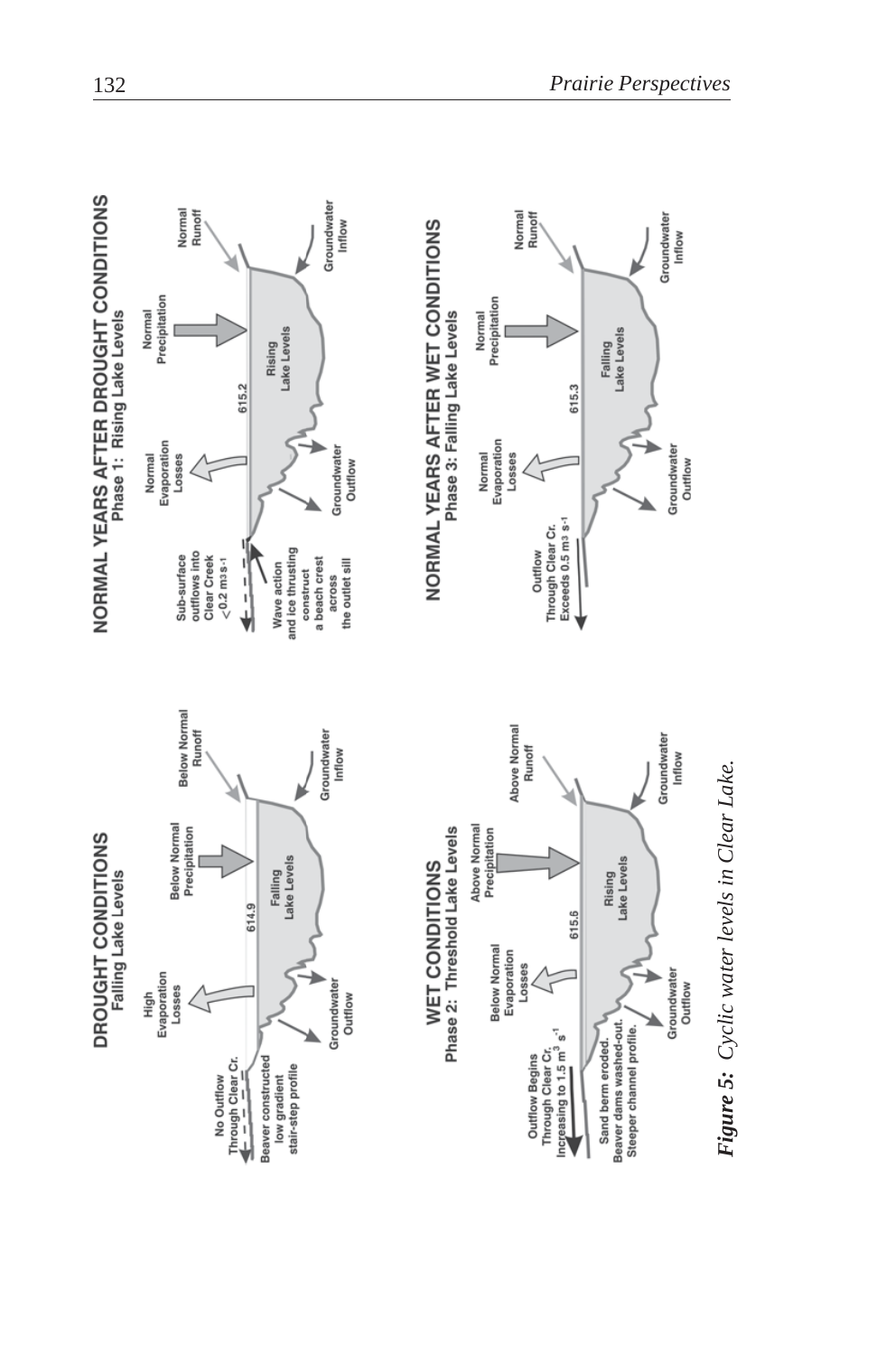**DROUGHT CONDITIONS**
Falling Lake Levels

High Evaporation Losses | Below Normal Precipitation | Below Normal Runoff | 614.9 | Falling Lake Levels | No Outflow Through Clear Cr. | Beaver constructed low gradient stair-step profile | Groundwater Outflow | Groundwater Inflow

**NORMAL YEARS AFTER DROUGHT CONDITIONS**
Phase 1: Rising Lake Levels

Normal Evaporation Losses | Normal Precipitation | Normal Runoff | 615.2 | Rising Lake Levels | Sub-surface outflows into Clear Creek < 0.2 $m^3 s^{-1}$ | Wave action and ice thrusting construct a beach crest across the outlet sill | Groundwater Outflow | Groundwater Inflow

**WET CONDITIONS**
Phase 2: Threshold Lake Levels

Below Normal Evaporation Losses | Above Normal Precipitation | Above Normal Runoff | 615.6 | Rising Lake Levels | Outflow Begins Through Clear Cr. Increasing to 1.5 $m^3 s^{-1}$ | Sand berm eroded. Beaver dams washed-out. Steeper channel profile. | Groundwater Outflow | Groundwater Inflow

**NORMAL YEARS AFTER WET CONDITIONS**
Phase 3: Falling Lake Levels

Normal Evaporation Losses | Normal Precipitation | Normal Runoff | 615.3 | Falling Lake Levels | Outflow Through Clear Cr. Exceeds 0.5 $m^3 s^{-1}$ | Groundwater Outflow | Groundwater Inflow

***Figure 5:*** *Cyclic water levels in Clear Lake.*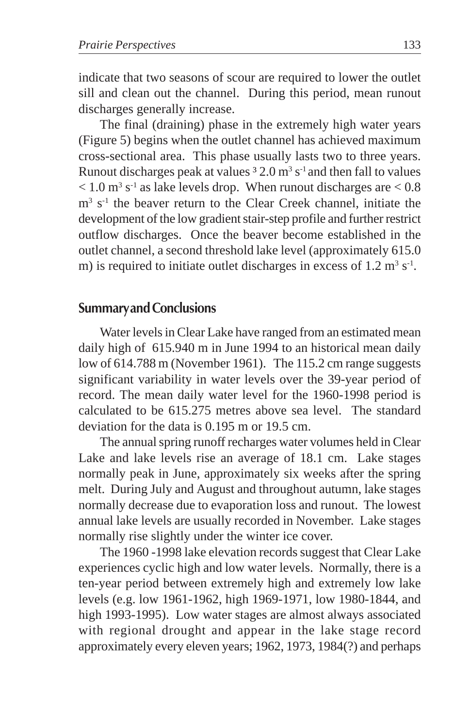indicate that two seasons of scour are required to lower the outlet sill and clean out the channel. During this period, mean runout discharges generally increase.

The final (draining) phase in the extremely high water years (Figure 5) begins when the outlet channel has achieved maximum cross-sectional area. This phase usually lasts two to three years. Runout discharges peak at values ³ 2.0 $m^3 s^{-1}$ and then fall to values < 1.0 $m^3 s^{-1}$ as lake levels drop. When runout discharges are < 0.8 $m^3 s^{-1}$ the beaver return to the Clear Creek channel, initiate the development of the low gradient stair-step profile and further restrict outflow discharges. Once the beaver become established in the outlet channel, a second threshold lake level (approximately 615.0 m) is required to initiate outlet discharges in excess of 1.2 $m^3 s^{-1}$.

## Summary and Conclusions

Water levels in Clear Lake have ranged from an estimated mean daily high of 615.940 m in June 1994 to an historical mean daily low of 614.788 m (November 1961). The 115.2 cm range suggests significant variability in water levels over the 39-year period of record. The mean daily water level for the 1960-1998 period is calculated to be 615.275 metres above sea level. The standard deviation for the data is 0.195 m or 19.5 cm.

The annual spring runoff recharges water volumes held in Clear Lake and lake levels rise an average of 18.1 cm. Lake stages normally peak in June, approximately six weeks after the spring melt. During July and August and throughout autumn, lake stages normally decrease due to evaporation loss and runout. The lowest annual lake levels are usually recorded in November. Lake stages normally rise slightly under the winter ice cover.

The 1960 -1998 lake elevation records suggest that Clear Lake experiences cyclic high and low water levels. Normally, there is a ten-year period between extremely high and extremely low lake levels (e.g. low 1961-1962, high 1969-1971, low 1980-1844, and high 1993-1995). Low water stages are almost always associated with regional drought and appear in the lake stage record approximately every eleven years; 1962, 1973, 1984(?) and perhaps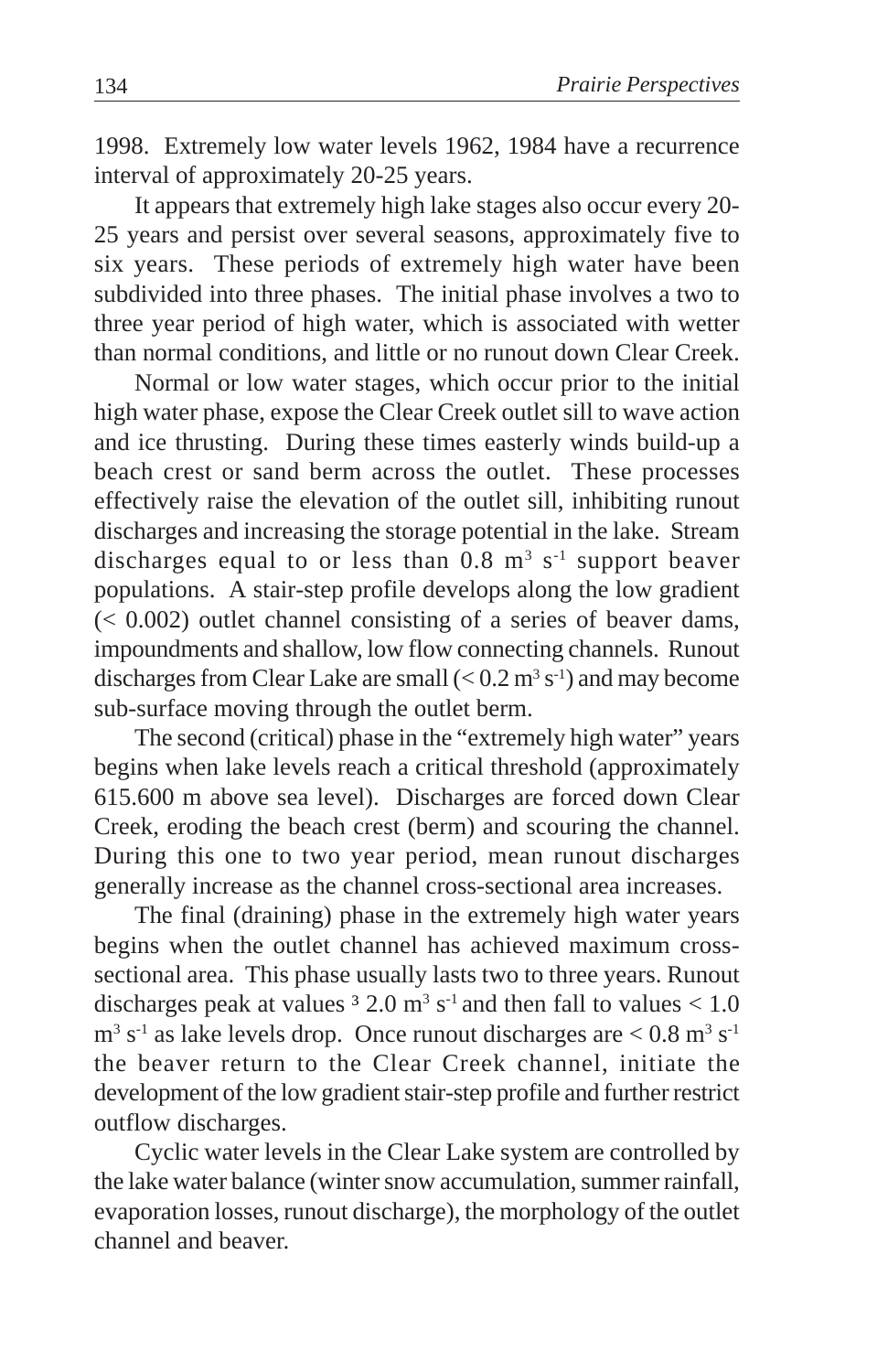1998. Extremely low water levels 1962, 1984 have a recurrence interval of approximately 20-25 years.

It appears that extremely high lake stages also occur every 20-25 years and persist over several seasons, approximately five to six years. These periods of extremely high water have been subdivided into three phases. The initial phase involves a two to three year period of high water, which is associated with wetter than normal conditions, and little or no runout down Clear Creek.

Normal or low water stages, which occur prior to the initial high water phase, expose the Clear Creek outlet sill to wave action and ice thrusting. During these times easterly winds build-up a beach crest or sand berm across the outlet. These processes effectively raise the elevation of the outlet sill, inhibiting runout discharges and increasing the storage potential in the lake. Stream discharges equal to or less than 0.8 $m^3$ $s^{-1}$ support beaver populations. A stair-step profile develops along the low gradient (< 0.002) outlet channel consisting of a series of beaver dams, impoundments and shallow, low flow connecting channels. Runout discharges from Clear Lake are small (< 0.2 $m^3$ $s^{-1}$) and may become sub-surface moving through the outlet berm.

The second (critical) phase in the "extremely high water" years begins when lake levels reach a critical threshold (approximately 615.600 m above sea level). Discharges are forced down Clear Creek, eroding the beach crest (berm) and scouring the channel. During this one to two year period, mean runout discharges generally increase as the channel cross-sectional area increases.

The final (draining) phase in the extremely high water years begins when the outlet channel has achieved maximum cross-sectional area. This phase usually lasts two to three years. Runout discharges peak at values $\geq$ 2.0 $m^3$ $s^{-1}$ and then fall to values < 1.0 $m^3$ $s^{-1}$ as lake levels drop. Once runout discharges are < 0.8 $m^3$ $s^{-1}$ the beaver return to the Clear Creek channel, initiate the development of the low gradient stair-step profile and further restrict outflow discharges.

Cyclic water levels in the Clear Lake system are controlled by the lake water balance (winter snow accumulation, summer rainfall, evaporation losses, runout discharge), the morphology of the outlet channel and beaver.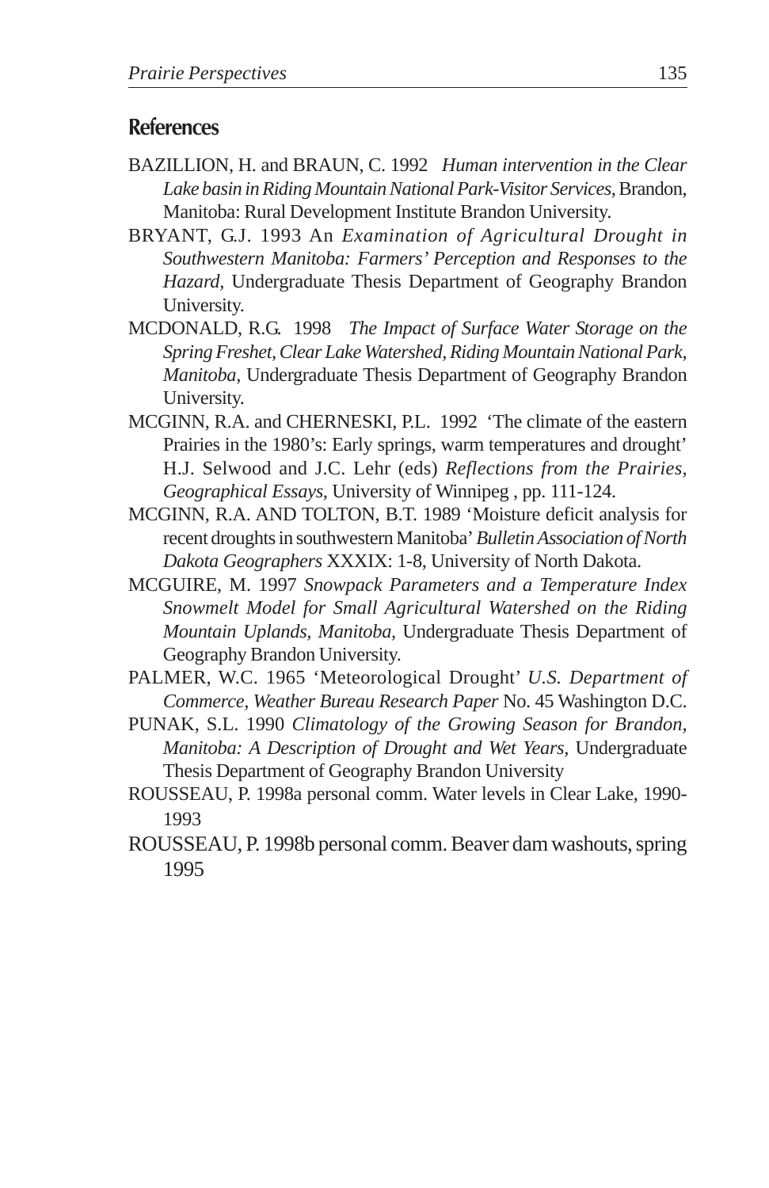## References

BAZILLION, H. and BRAUN, C. 1992 *Human intervention in the Clear Lake basin in Riding Mountain National Park-Visitor Services,* Brandon, Manitoba: Rural Development Institute Brandon University.

BRYANT, G.J. 1993 An *Examination of Agricultural Drought in Southwestern Manitoba: Farmers' Perception and Responses to the Hazard,* Undergraduate Thesis Department of Geography Brandon University.

MCDONALD, R.G. 1998 *The Impact of Surface Water Storage on the Spring Freshet, Clear Lake Watershed, Riding Mountain National Park, Manitoba,* Undergraduate Thesis Department of Geography Brandon University.

MCGINN, R.A. and CHERNESKI, P.L. 1992 'The climate of the eastern Prairies in the 1980's: Early springs, warm temperatures and drought' H.J. Selwood and J.C. Lehr (eds) *Reflections from the Prairies, Geographical Essays,* University of Winnipeg , pp. 111-124.

MCGINN, R.A. AND TOLTON, B.T. 1989 'Moisture deficit analysis for recent droughts in southwestern Manitoba' *Bulletin Association of North Dakota Geographers* XXXIX: 1-8, University of North Dakota.

MCGUIRE, M. 1997 *Snowpack Parameters and a Temperature Index Snowmelt Model for Small Agricultural Watershed on the Riding Mountain Uplands, Manitoba,* Undergraduate Thesis Department of Geography Brandon University.

PALMER, W.C. 1965 'Meteorological Drought' *U.S. Department of Commerce, Weather Bureau Research Paper* No. 45 Washington D.C.

PUNAK, S.L. 1990 *Climatology of the Growing Season for Brandon, Manitoba: A Description of Drought and Wet Years,* Undergraduate Thesis Department of Geography Brandon University

ROUSSEAU, P. 1998a personal comm. Water levels in Clear Lake, 1990-1993

ROUSSEAU, P. 1998b personal comm. Beaver dam washouts, spring 1995